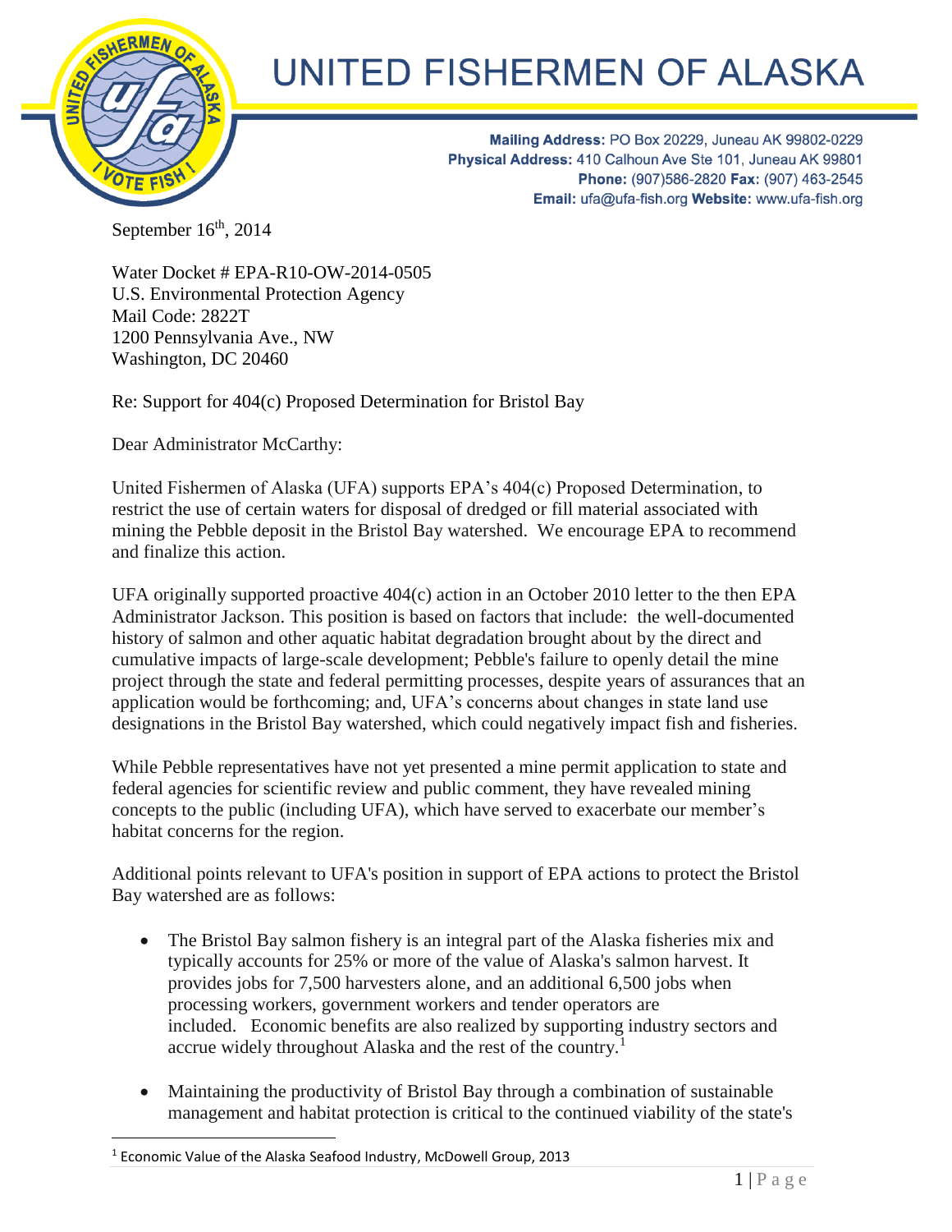# UNITED FISHERMEN OF ALASKA

**Mailing Address:** PO Box 20229, Juneau AK 99802-0229
**Physical Address:** 410 Calhoun Ave Ste 101, Juneau AK 99801
**Phone:** (907)586-2820 **Fax:** (907) 463-2545
**Email:** ufa@ufa-fish.org **Website:** www.ufa-fish.org

September 16th, 2014

Water Docket # EPA-R10-OW-2014-0505
U.S. Environmental Protection Agency
Mail Code: 2822T
1200 Pennsylvania Ave., NW
Washington, DC 20460

Re: Support for 404(c) Proposed Determination for Bristol Bay

Dear Administrator McCarthy:

United Fishermen of Alaska (UFA) supports EPA's 404(c) Proposed Determination, to restrict the use of certain waters for disposal of dredged or fill material associated with mining the Pebble deposit in the Bristol Bay watershed. We encourage EPA to recommend and finalize this action.

UFA originally supported proactive 404(c) action in an October 2010 letter to the then EPA Administrator Jackson. This position is based on factors that include: the well-documented history of salmon and other aquatic habitat degradation brought about by the direct and cumulative impacts of large-scale development; Pebble's failure to openly detail the mine project through the state and federal permitting processes, despite years of assurances that an application would be forthcoming; and, UFA's concerns about changes in state land use designations in the Bristol Bay watershed, which could negatively impact fish and fisheries.

While Pebble representatives have not yet presented a mine permit application to state and federal agencies for scientific review and public comment, they have revealed mining concepts to the public (including UFA), which have served to exacerbate our member's habitat concerns for the region.

Additional points relevant to UFA's position in support of EPA actions to protect the Bristol Bay watershed are as follows:

- The Bristol Bay salmon fishery is an integral part of the Alaska fisheries mix and typically accounts for 25% or more of the value of Alaska's salmon harvest. It provides jobs for 7,500 harvesters alone, and an additional 6,500 jobs when processing workers, government workers and tender operators are included. Economic benefits are also realized by supporting industry sectors and accrue widely throughout Alaska and the rest of the country.[1]
- Maintaining the productivity of Bristol Bay through a combination of sustainable management and habitat protection is critical to the continued viability of the state's

[1] Economic Value of the Alaska Seafood Industry, McDowell Group, 2013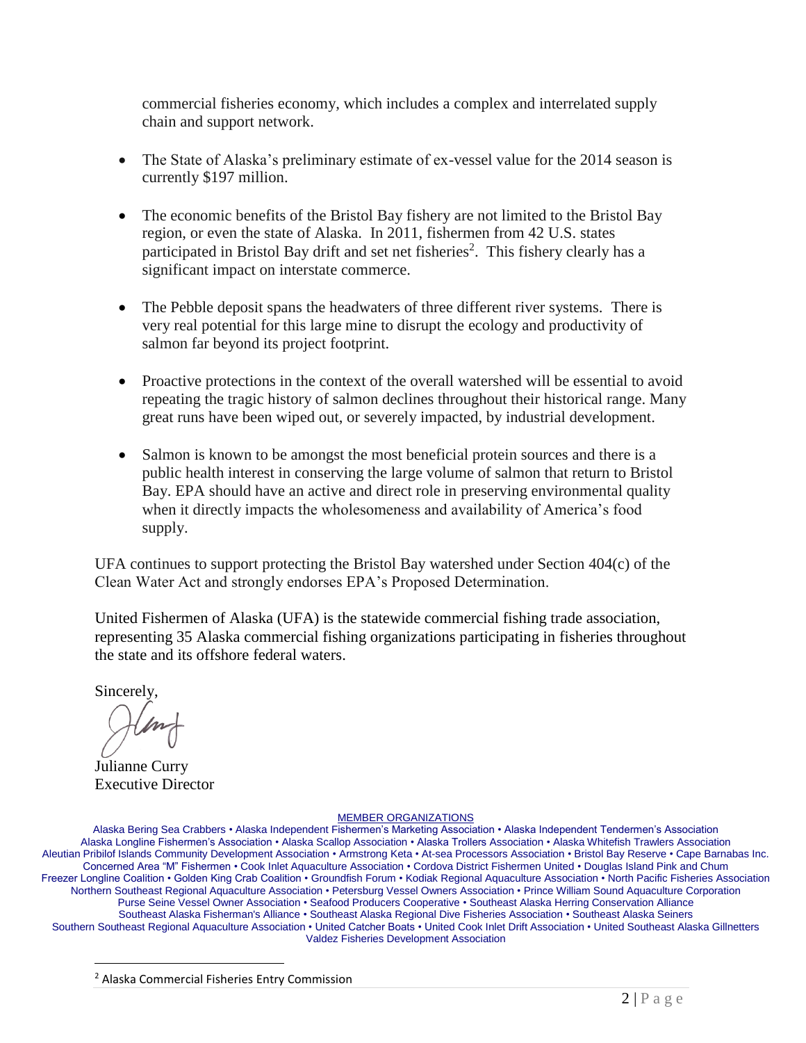commercial fisheries economy, which includes a complex and interrelated supply chain and support network.

- The State of Alaska's preliminary estimate of ex-vessel value for the 2014 season is currently \$197 million.
- The economic benefits of the Bristol Bay fishery are not limited to the Bristol Bay region, or even the state of Alaska. In 2011, fishermen from 42 U.S. states participated in Bristol Bay drift and set net fisheries[2]. This fishery clearly has a significant impact on interstate commerce.
- The Pebble deposit spans the headwaters of three different river systems. There is very real potential for this large mine to disrupt the ecology and productivity of salmon far beyond its project footprint.
- Proactive protections in the context of the overall watershed will be essential to avoid repeating the tragic history of salmon declines throughout their historical range. Many great runs have been wiped out, or severely impacted, by industrial development.
- Salmon is known to be amongst the most beneficial protein sources and there is a public health interest in conserving the large volume of salmon that return to Bristol Bay. EPA should have an active and direct role in preserving environmental quality when it directly impacts the wholesomeness and availability of America's food supply.

UFA continues to support protecting the Bristol Bay watershed under Section 404(c) of the Clean Water Act and strongly endorses EPA's Proposed Determination.

United Fishermen of Alaska (UFA) is the statewide commercial fishing trade association, representing 35 Alaska commercial fishing organizations participating in fisheries throughout the state and its offshore federal waters.

Sincerely,

Julianne Curry
Executive Director

MEMBER ORGANIZATIONS

Alaska Bering Sea Crabbers • Alaska Independent Fishermen's Marketing Association • Alaska Independent Tendermen's Association
Alaska Longline Fishermen's Association • Alaska Scallop Association • Alaska Trollers Association • Alaska Whitefish Trawlers Association
Aleutian Pribilof Islands Community Development Association • Armstrong Keta • At-sea Processors Association • Bristol Bay Reserve • Cape Barnabas Inc.
Concerned Area "M" Fishermen • Cook Inlet Aquaculture Association • Cordova District Fishermen United • Douglas Island Pink and Chum
Freezer Longline Coalition • Golden King Crab Coalition • Groundfish Forum • Kodiak Regional Aquaculture Association • North Pacific Fisheries Association
Northern Southeast Regional Aquaculture Association • Petersburg Vessel Owners Association • Prince William Sound Aquaculture Corporation
Purse Seine Vessel Owner Association • Seafood Producers Cooperative • Southeast Alaska Herring Conservation Alliance
Southeast Alaska Fisherman's Alliance • Southeast Alaska Regional Dive Fisheries Association • Southeast Alaska Seiners
Southern Southeast Regional Aquaculture Association • United Catcher Boats • United Cook Inlet Drift Association • United Southeast Alaska Gillnetters
Valdez Fisheries Development Association

[2] Alaska Commercial Fisheries Entry Commission